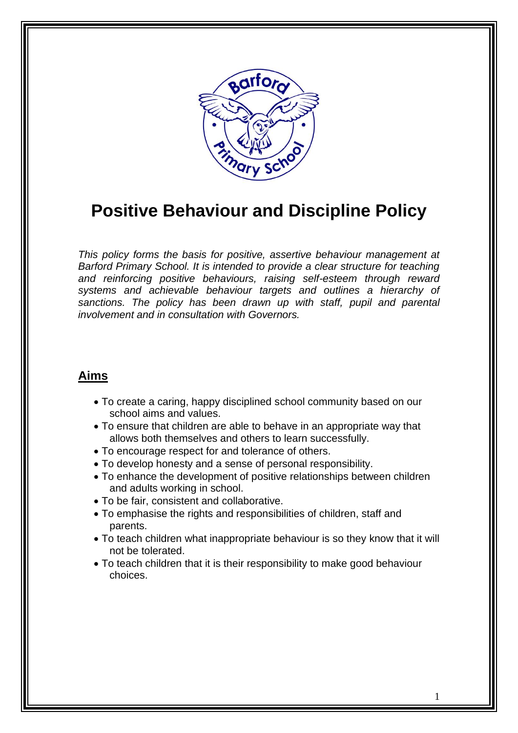# Positive Behaviour and Discipline Policy

*This policy forms the basis for positive, assertive behaviour management at Barford Primary School. It is intended to provide a clear structure for teaching and reinforcing positive behaviours, raising self-esteem through reward systems and achievable behaviour targets and outlines a hierarchy of sanctions. The policy has been drawn up with staff, pupil and parental involvement and in consultation with Governors.*

## Aims

- To create a caring, happy disciplined school community based on our school aims and values.
- To ensure that children are able to behave in an appropriate way that allows both themselves and others to learn successfully.
- To encourage respect for and tolerance of others.
- To develop honesty and a sense of personal responsibility.
- To enhance the development of positive relationships between children and adults working in school.
- To be fair, consistent and collaborative.
- To emphasise the rights and responsibilities of children, staff and parents.
- To teach children what inappropriate behaviour is so they know that it will not be tolerated.
- To teach children that it is their responsibility to make good behaviour choices.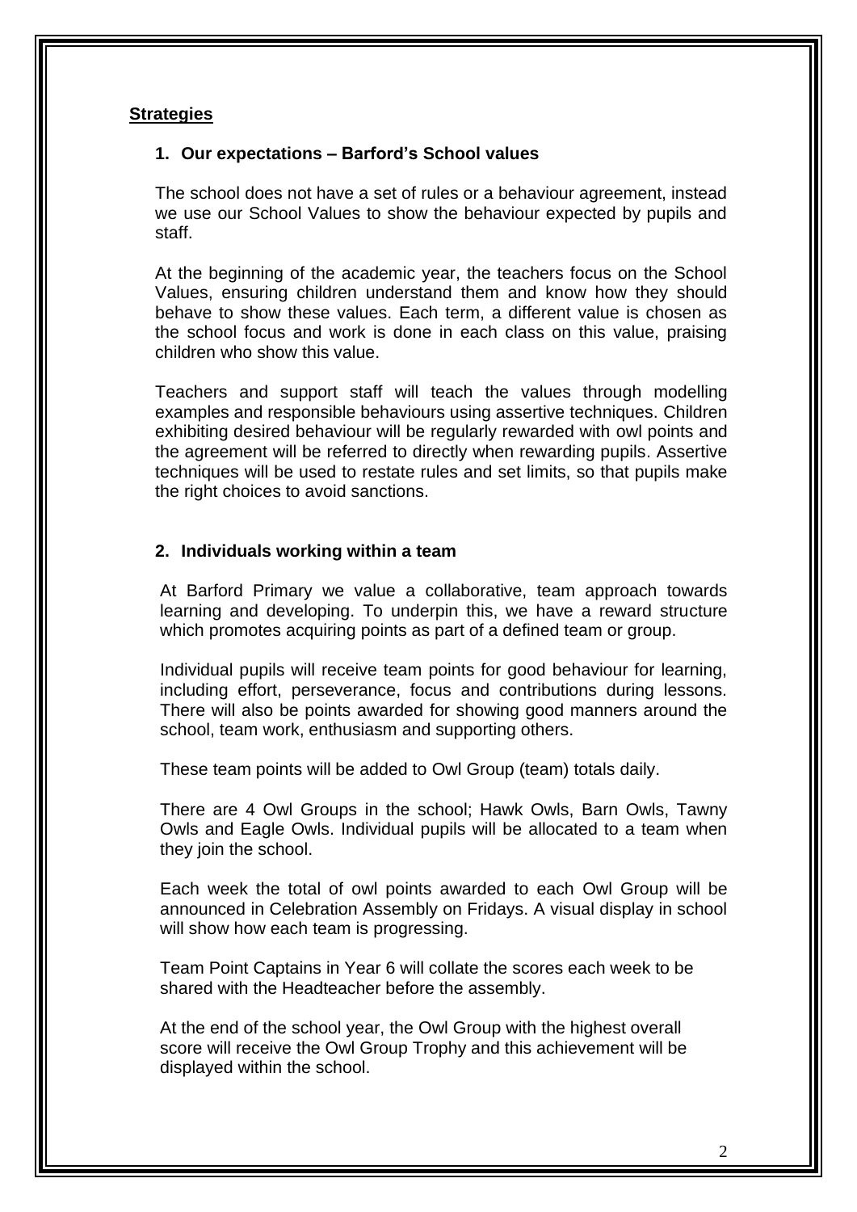## Strategies

### 1. Our expectations – Barford's School values

The school does not have a set of rules or a behaviour agreement, instead we use our School Values to show the behaviour expected by pupils and staff.

At the beginning of the academic year, the teachers focus on the School Values, ensuring children understand them and know how they should behave to show these values. Each term, a different value is chosen as the school focus and work is done in each class on this value, praising children who show this value.

Teachers and support staff will teach the values through modelling examples and responsible behaviours using assertive techniques. Children exhibiting desired behaviour will be regularly rewarded with owl points and the agreement will be referred to directly when rewarding pupils. Assertive techniques will be used to restate rules and set limits, so that pupils make the right choices to avoid sanctions.

### 2. Individuals working within a team

At Barford Primary we value a collaborative, team approach towards learning and developing. To underpin this, we have a reward structure which promotes acquiring points as part of a defined team or group.

Individual pupils will receive team points for good behaviour for learning, including effort, perseverance, focus and contributions during lessons. There will also be points awarded for showing good manners around the school, team work, enthusiasm and supporting others.

These team points will be added to Owl Group (team) totals daily.

There are 4 Owl Groups in the school; Hawk Owls, Barn Owls, Tawny Owls and Eagle Owls. Individual pupils will be allocated to a team when they join the school.

Each week the total of owl points awarded to each Owl Group will be announced in Celebration Assembly on Fridays. A visual display in school will show how each team is progressing.

Team Point Captains in Year 6 will collate the scores each week to be shared with the Headteacher before the assembly.

At the end of the school year, the Owl Group with the highest overall score will receive the Owl Group Trophy and this achievement will be displayed within the school.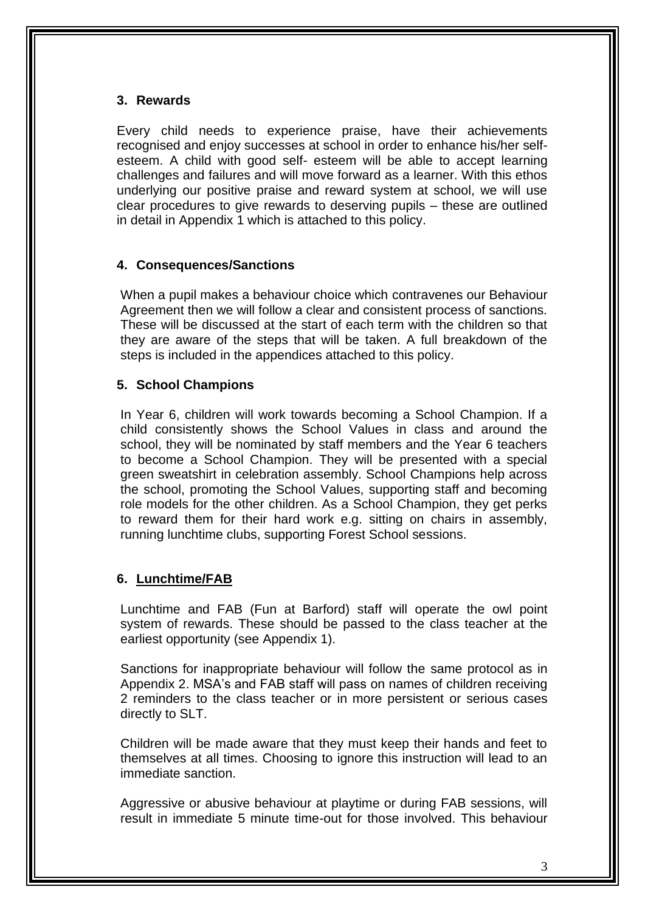## 3. Rewards

Every child needs to experience praise, have their achievements recognised and enjoy successes at school in order to enhance his/her self-esteem. A child with good self- esteem will be able to accept learning challenges and failures and will move forward as a learner. With this ethos underlying our positive praise and reward system at school, we will use clear procedures to give rewards to deserving pupils – these are outlined in detail in Appendix 1 which is attached to this policy.

## 4. Consequences/Sanctions

When a pupil makes a behaviour choice which contravenes our Behaviour Agreement then we will follow a clear and consistent process of sanctions. These will be discussed at the start of each term with the children so that they are aware of the steps that will be taken. A full breakdown of the steps is included in the appendices attached to this policy.

## 5. School Champions

In Year 6, children will work towards becoming a School Champion. If a child consistently shows the School Values in class and around the school, they will be nominated by staff members and the Year 6 teachers to become a School Champion. They will be presented with a special green sweatshirt in celebration assembly. School Champions help across the school, promoting the School Values, supporting staff and becoming role models for the other children. As a School Champion, they get perks to reward them for their hard work e.g. sitting on chairs in assembly, running lunchtime clubs, supporting Forest School sessions.

## 6. Lunchtime/FAB

Lunchtime and FAB (Fun at Barford) staff will operate the owl point system of rewards. These should be passed to the class teacher at the earliest opportunity (see Appendix 1).

Sanctions for inappropriate behaviour will follow the same protocol as in Appendix 2. MSA's and FAB staff will pass on names of children receiving 2 reminders to the class teacher or in more persistent or serious cases directly to SLT.

Children will be made aware that they must keep their hands and feet to themselves at all times. Choosing to ignore this instruction will lead to an immediate sanction.

Aggressive or abusive behaviour at playtime or during FAB sessions, will result in immediate 5 minute time-out for those involved. This behaviour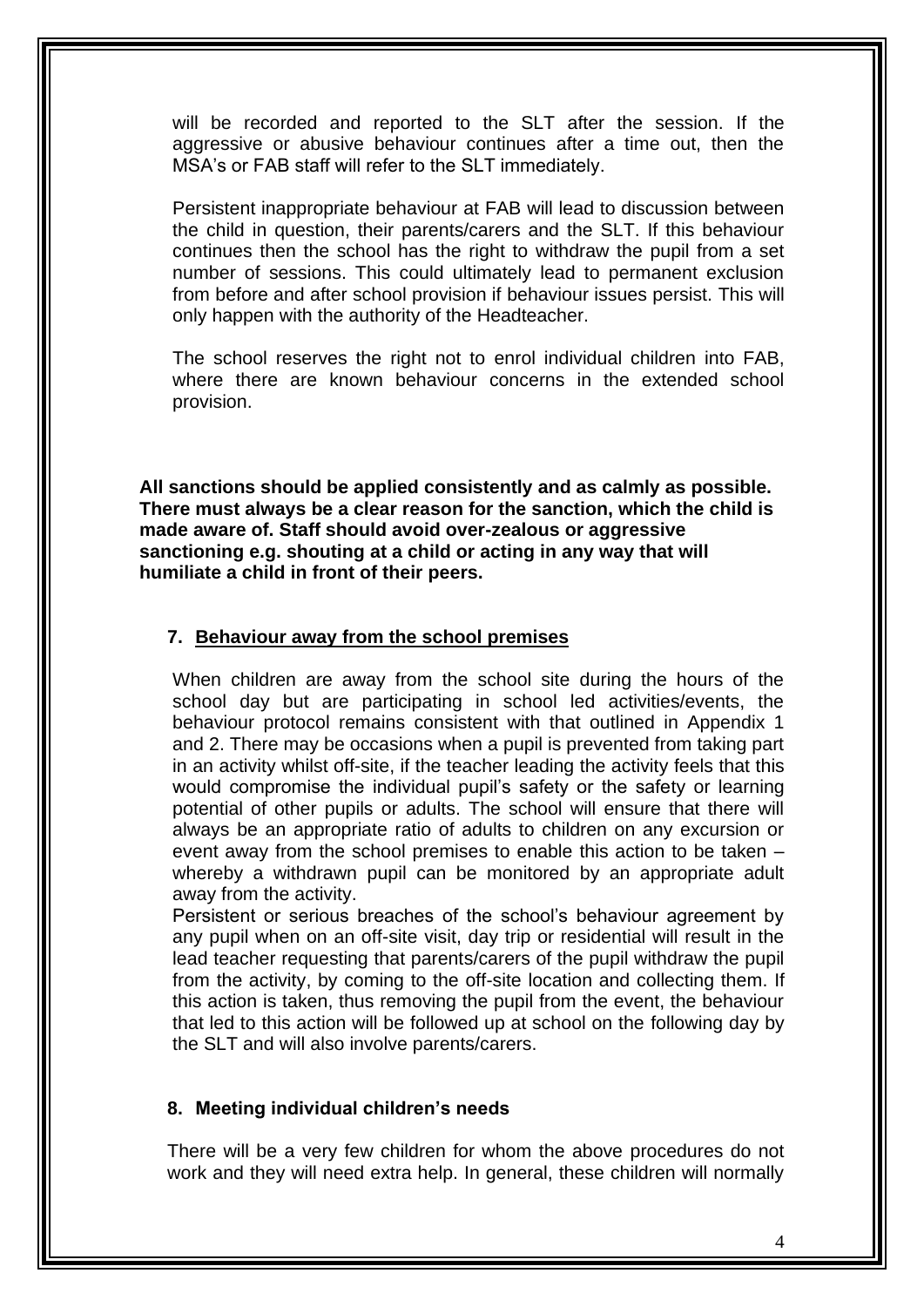will be recorded and reported to the SLT after the session. If the aggressive or abusive behaviour continues after a time out, then the MSA's or FAB staff will refer to the SLT immediately.

Persistent inappropriate behaviour at FAB will lead to discussion between the child in question, their parents/carers and the SLT. If this behaviour continues then the school has the right to withdraw the pupil from a set number of sessions. This could ultimately lead to permanent exclusion from before and after school provision if behaviour issues persist. This will only happen with the authority of the Headteacher.

The school reserves the right not to enrol individual children into FAB, where there are known behaviour concerns in the extended school provision.

**All sanctions should be applied consistently and as calmly as possible. There must always be a clear reason for the sanction, which the child is made aware of. Staff should avoid over-zealous or aggressive sanctioning e.g. shouting at a child or acting in any way that will humiliate a child in front of their peers.**

## 7. Behaviour away from the school premises

When children are away from the school site during the hours of the school day but are participating in school led activities/events, the behaviour protocol remains consistent with that outlined in Appendix 1 and 2. There may be occasions when a pupil is prevented from taking part in an activity whilst off-site, if the teacher leading the activity feels that this would compromise the individual pupil's safety or the safety or learning potential of other pupils or adults. The school will ensure that there will always be an appropriate ratio of adults to children on any excursion or event away from the school premises to enable this action to be taken – whereby a withdrawn pupil can be monitored by an appropriate adult away from the activity.

Persistent or serious breaches of the school's behaviour agreement by any pupil when on an off-site visit, day trip or residential will result in the lead teacher requesting that parents/carers of the pupil withdraw the pupil from the activity, by coming to the off-site location and collecting them. If this action is taken, thus removing the pupil from the event, the behaviour that led to this action will be followed up at school on the following day by the SLT and will also involve parents/carers.

## 8. Meeting individual children's needs

There will be a very few children for whom the above procedures do not work and they will need extra help. In general, these children will normally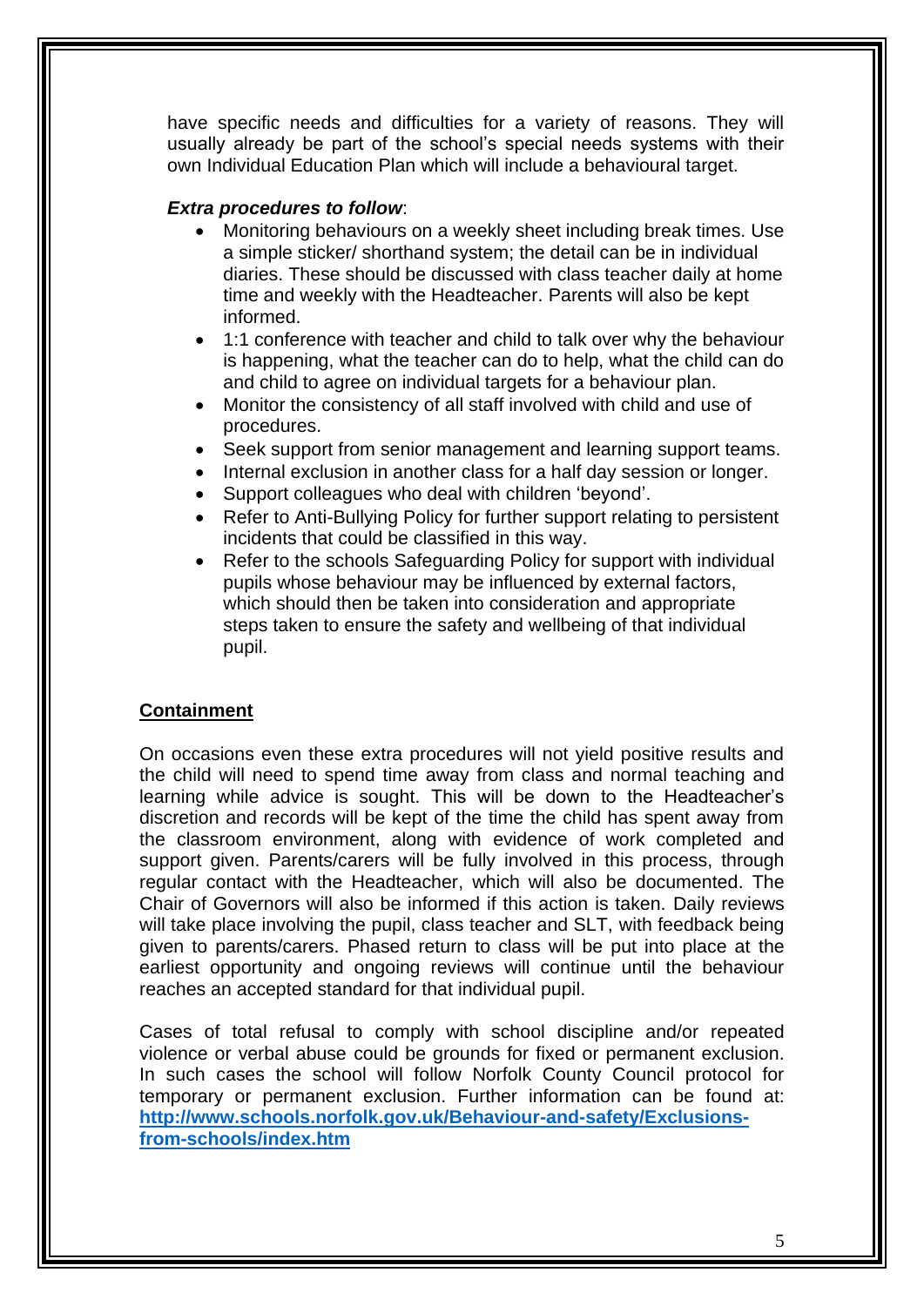have specific needs and difficulties for a variety of reasons. They will usually already be part of the school's special needs systems with their own Individual Education Plan which will include a behavioural target.

***Extra procedures to follow***:

- Monitoring behaviours on a weekly sheet including break times. Use a simple sticker/ shorthand system; the detail can be in individual diaries. These should be discussed with class teacher daily at home time and weekly with the Headteacher. Parents will also be kept informed.
- 1:1 conference with teacher and child to talk over why the behaviour is happening, what the teacher can do to help, what the child can do and child to agree on individual targets for a behaviour plan.
- Monitor the consistency of all staff involved with child and use of procedures.
- Seek support from senior management and learning support teams.
- Internal exclusion in another class for a half day session or longer.
- Support colleagues who deal with children 'beyond'.
- Refer to Anti-Bullying Policy for further support relating to persistent incidents that could be classified in this way.
- Refer to the schools Safeguarding Policy for support with individual pupils whose behaviour may be influenced by external factors, which should then be taken into consideration and appropriate steps taken to ensure the safety and wellbeing of that individual pupil.

## Containment

On occasions even these extra procedures will not yield positive results and the child will need to spend time away from class and normal teaching and learning while advice is sought. This will be down to the Headteacher's discretion and records will be kept of the time the child has spent away from the classroom environment, along with evidence of work completed and support given. Parents/carers will be fully involved in this process, through regular contact with the Headteacher, which will also be documented. The Chair of Governors will also be informed if this action is taken. Daily reviews will take place involving the pupil, class teacher and SLT, with feedback being given to parents/carers. Phased return to class will be put into place at the earliest opportunity and ongoing reviews will continue until the behaviour reaches an accepted standard for that individual pupil.

Cases of total refusal to comply with school discipline and/or repeated violence or verbal abuse could be grounds for fixed or permanent exclusion. In such cases the school will follow Norfolk County Council protocol for temporary or permanent exclusion. Further information can be found at: **http://www.schools.norfolk.gov.uk/Behaviour-and-safety/Exclusions-from-schools/index.htm**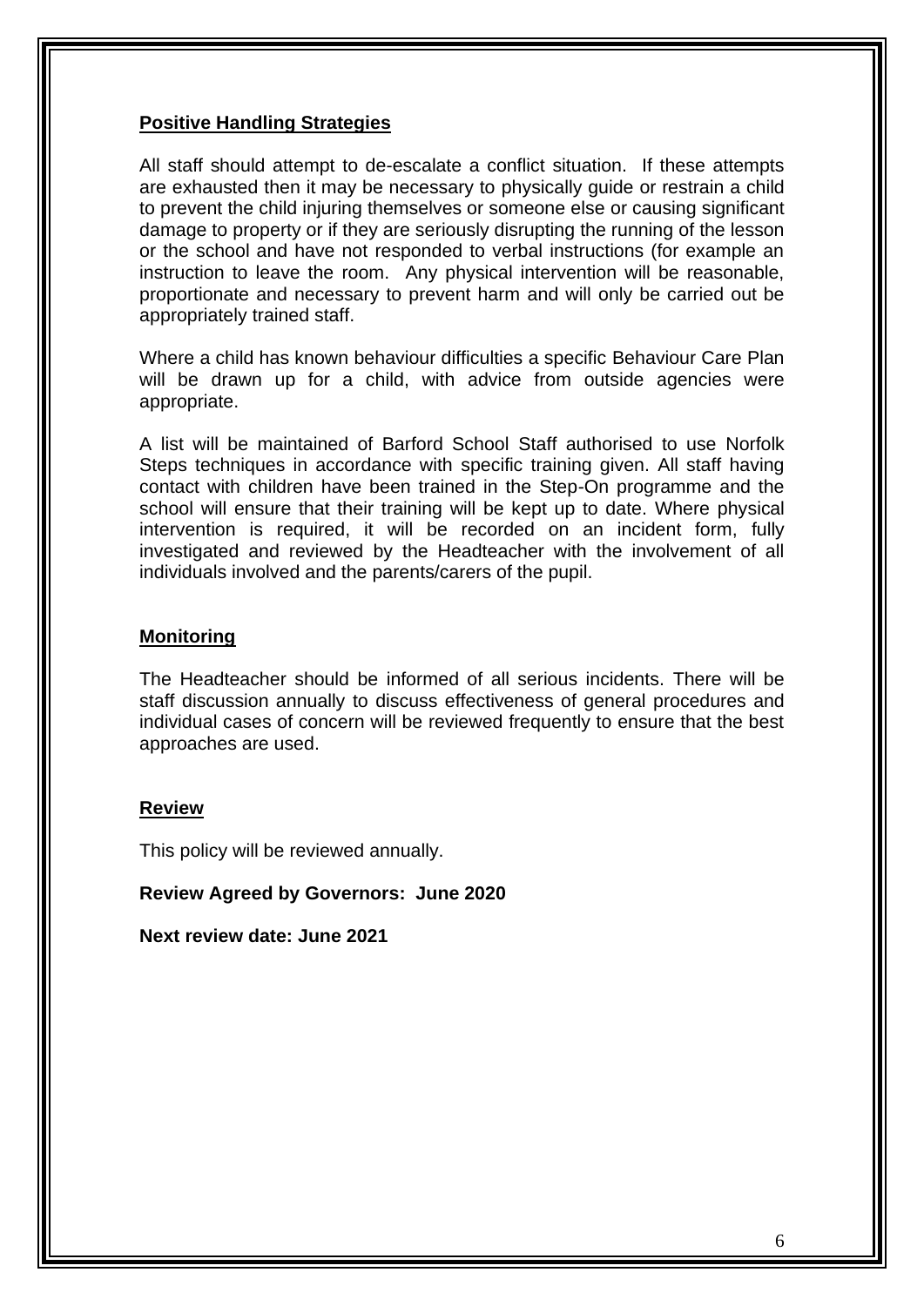**Positive Handling Strategies**

All staff should attempt to de-escalate a conflict situation. If these attempts are exhausted then it may be necessary to physically guide or restrain a child to prevent the child injuring themselves or someone else or causing significant damage to property or if they are seriously disrupting the running of the lesson or the school and have not responded to verbal instructions (for example an instruction to leave the room. Any physical intervention will be reasonable, proportionate and necessary to prevent harm and will only be carried out be appropriately trained staff.

Where a child has known behaviour difficulties a specific Behaviour Care Plan will be drawn up for a child, with advice from outside agencies were appropriate.

A list will be maintained of Barford School Staff authorised to use Norfolk Steps techniques in accordance with specific training given. All staff having contact with children have been trained in the Step-On programme and the school will ensure that their training will be kept up to date. Where physical intervention is required, it will be recorded on an incident form, fully investigated and reviewed by the Headteacher with the involvement of all individuals involved and the parents/carers of the pupil.

**Monitoring**

The Headteacher should be informed of all serious incidents. There will be staff discussion annually to discuss effectiveness of general procedures and individual cases of concern will be reviewed frequently to ensure that the best approaches are used.

**Review**

This policy will be reviewed annually.

**Review Agreed by Governors: June 2020**

**Next review date: June 2021**